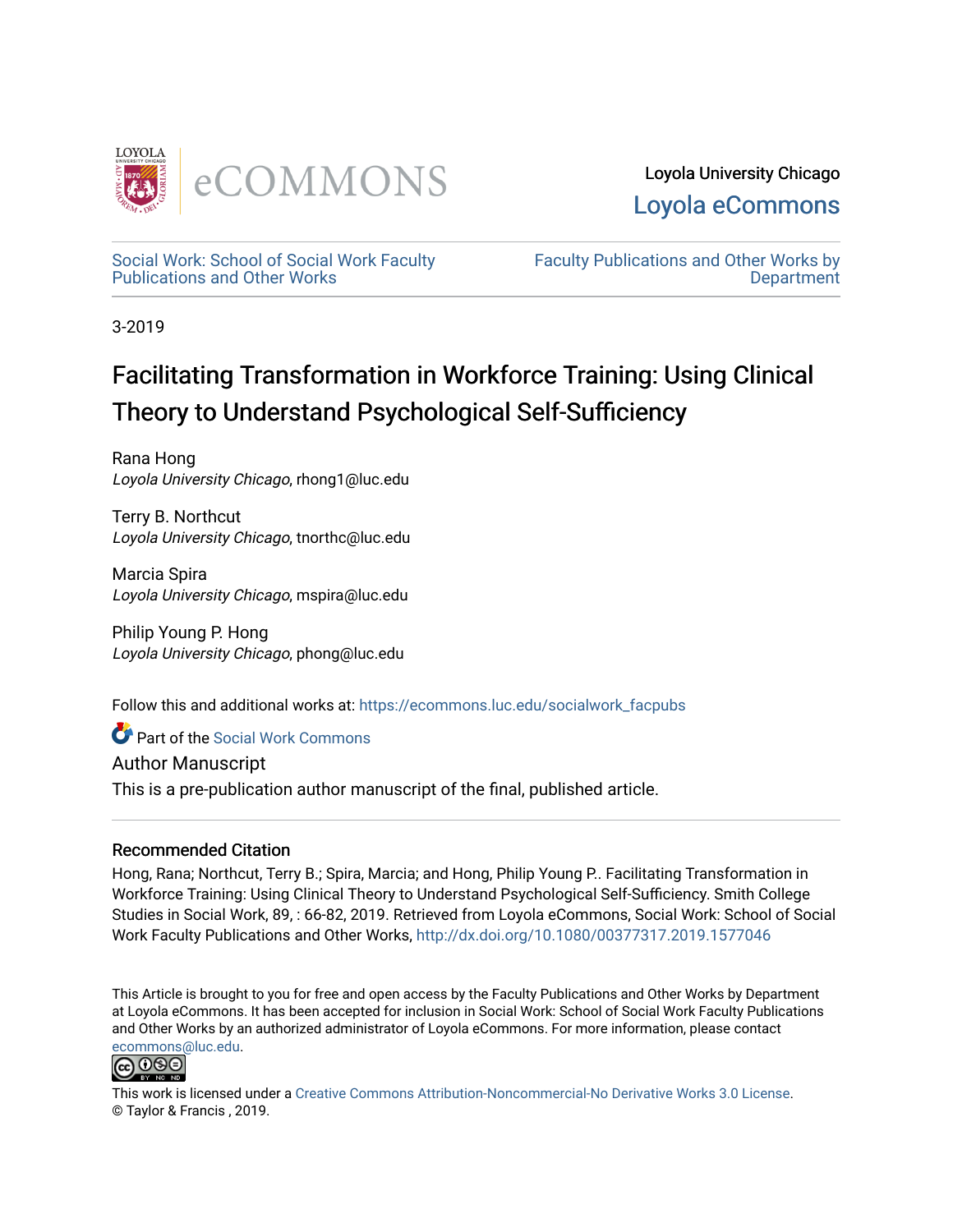Loyola University Chicago

Loyola eCommons

Social Work: School of Social Work Faculty Publications and Other Works

Faculty Publications and Other Works by Department

3-2019

# Facilitating Transformation in Workforce Training: Using Clinical Theory to Understand Psychological Self-Sufficiency

Rana Hong
*Loyola University Chicago*, rhong1@luc.edu

Terry B. Northcut
*Loyola University Chicago*, tnorthc@luc.edu

Marcia Spira
*Loyola University Chicago*, mspira@luc.edu

Philip Young P. Hong
*Loyola University Chicago*, phong@luc.edu

Follow this and additional works at: https://ecommons.luc.edu/socialwork_facpubs

Part of the Social Work Commons

Author Manuscript

This is a pre-publication author manuscript of the final, published article.

## Recommended Citation

Hong, Rana; Northcut, Terry B.; Spira, Marcia; and Hong, Philip Young P.. Facilitating Transformation in Workforce Training: Using Clinical Theory to Understand Psychological Self-Sufficiency. Smith College Studies in Social Work, 89, : 66-82, 2019. Retrieved from Loyola eCommons, Social Work: School of Social Work Faculty Publications and Other Works, http://dx.doi.org/10.1080/00377317.2019.1577046

This Article is brought to you for free and open access by the Faculty Publications and Other Works by Department at Loyola eCommons. It has been accepted for inclusion in Social Work: School of Social Work Faculty Publications and Other Works by an authorized administrator of Loyola eCommons. For more information, please contact ecommons@luc.edu.

This work is licensed under a Creative Commons Attribution-Noncommercial-No Derivative Works 3.0 License.
© Taylor & Francis , 2019.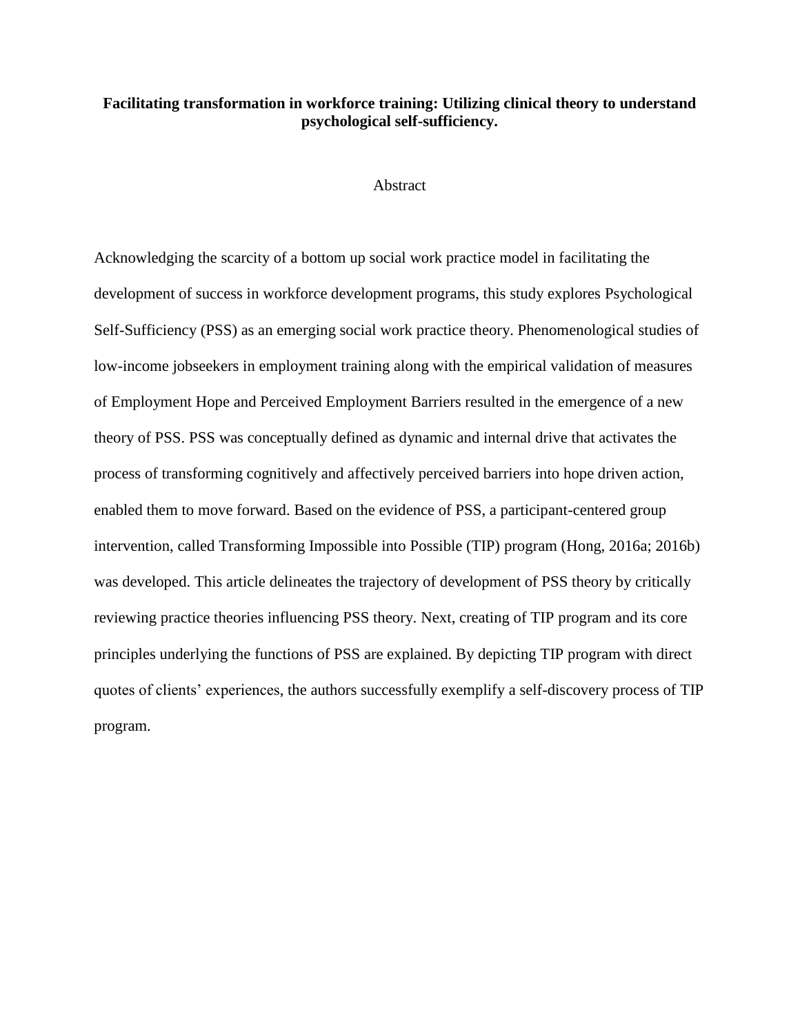**Facilitating transformation in workforce training: Utilizing clinical theory to understand psychological self-sufficiency.**

Abstract

Acknowledging the scarcity of a bottom up social work practice model in facilitating the development of success in workforce development programs, this study explores Psychological Self-Sufficiency (PSS) as an emerging social work practice theory. Phenomenological studies of low-income jobseekers in employment training along with the empirical validation of measures of Employment Hope and Perceived Employment Barriers resulted in the emergence of a new theory of PSS. PSS was conceptually defined as dynamic and internal drive that activates the process of transforming cognitively and affectively perceived barriers into hope driven action, enabled them to move forward. Based on the evidence of PSS, a participant-centered group intervention, called Transforming Impossible into Possible (TIP) program (Hong, 2016a; 2016b) was developed. This article delineates the trajectory of development of PSS theory by critically reviewing practice theories influencing PSS theory. Next, creating of TIP program and its core principles underlying the functions of PSS are explained. By depicting TIP program with direct quotes of clients' experiences, the authors successfully exemplify a self-discovery process of TIP program.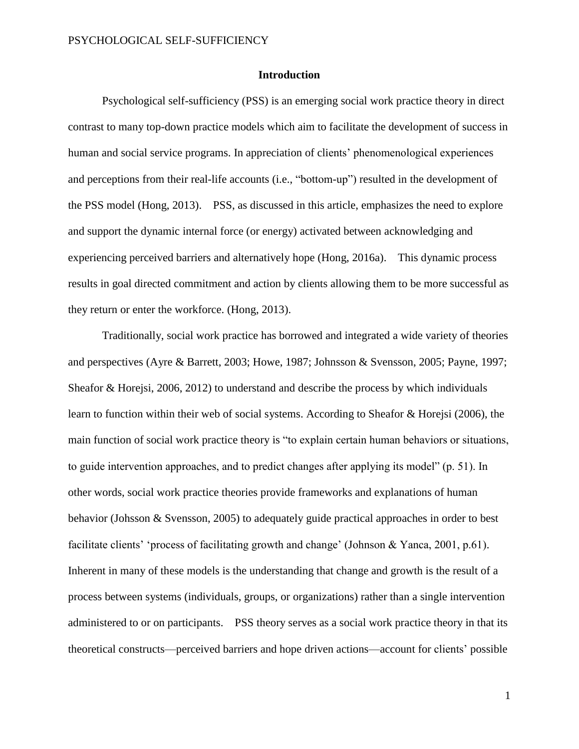## Introduction

Psychological self-sufficiency (PSS) is an emerging social work practice theory in direct contrast to many top-down practice models which aim to facilitate the development of success in human and social service programs. In appreciation of clients' phenomenological experiences and perceptions from their real-life accounts (i.e., "bottom-up") resulted in the development of the PSS model (Hong, 2013). PSS, as discussed in this article, emphasizes the need to explore and support the dynamic internal force (or energy) activated between acknowledging and experiencing perceived barriers and alternatively hope (Hong, 2016a). This dynamic process results in goal directed commitment and action by clients allowing them to be more successful as they return or enter the workforce. (Hong, 2013).

Traditionally, social work practice has borrowed and integrated a wide variety of theories and perspectives (Ayre & Barrett, 2003; Howe, 1987; Johnsson & Svensson, 2005; Payne, 1997; Sheafor & Horejsi, 2006, 2012) to understand and describe the process by which individuals learn to function within their web of social systems. According to Sheafor & Horejsi (2006), the main function of social work practice theory is "to explain certain human behaviors or situations, to guide intervention approaches, and to predict changes after applying its model" (p. 51). In other words, social work practice theories provide frameworks and explanations of human behavior (Johsson & Svensson, 2005) to adequately guide practical approaches in order to best facilitate clients' 'process of facilitating growth and change' (Johnson & Yanca, 2001, p.61). Inherent in many of these models is the understanding that change and growth is the result of a process between systems (individuals, groups, or organizations) rather than a single intervention administered to or on participants. PSS theory serves as a social work practice theory in that its theoretical constructs—perceived barriers and hope driven actions—account for clients' possible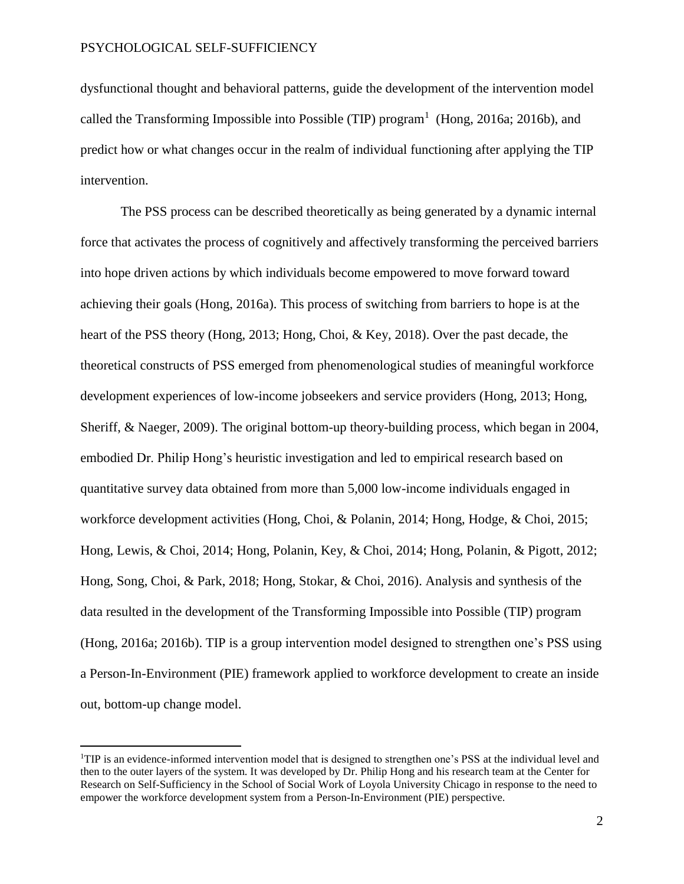dysfunctional thought and behavioral patterns, guide the development of the intervention model called the Transforming Impossible into Possible (TIP) program[1] (Hong, 2016a; 2016b), and predict how or what changes occur in the realm of individual functioning after applying the TIP intervention.

The PSS process can be described theoretically as being generated by a dynamic internal force that activates the process of cognitively and affectively transforming the perceived barriers into hope driven actions by which individuals become empowered to move forward toward achieving their goals (Hong, 2016a). This process of switching from barriers to hope is at the heart of the PSS theory (Hong, 2013; Hong, Choi, & Key, 2018). Over the past decade, the theoretical constructs of PSS emerged from phenomenological studies of meaningful workforce development experiences of low-income jobseekers and service providers (Hong, 2013; Hong, Sheriff, & Naeger, 2009). The original bottom-up theory-building process, which began in 2004, embodied Dr. Philip Hong's heuristic investigation and led to empirical research based on quantitative survey data obtained from more than 5,000 low-income individuals engaged in workforce development activities (Hong, Choi, & Polanin, 2014; Hong, Hodge, & Choi, 2015; Hong, Lewis, & Choi, 2014; Hong, Polanin, Key, & Choi, 2014; Hong, Polanin, & Pigott, 2012; Hong, Song, Choi, & Park, 2018; Hong, Stokar, & Choi, 2016). Analysis and synthesis of the data resulted in the development of the Transforming Impossible into Possible (TIP) program (Hong, 2016a; 2016b). TIP is a group intervention model designed to strengthen one's PSS using a Person-In-Environment (PIE) framework applied to workforce development to create an inside out, bottom-up change model.

[1] TIP is an evidence-informed intervention model that is designed to strengthen one's PSS at the individual level and then to the outer layers of the system. It was developed by Dr. Philip Hong and his research team at the Center for Research on Self-Sufficiency in the School of Social Work of Loyola University Chicago in response to the need to empower the workforce development system from a Person-In-Environment (PIE) perspective.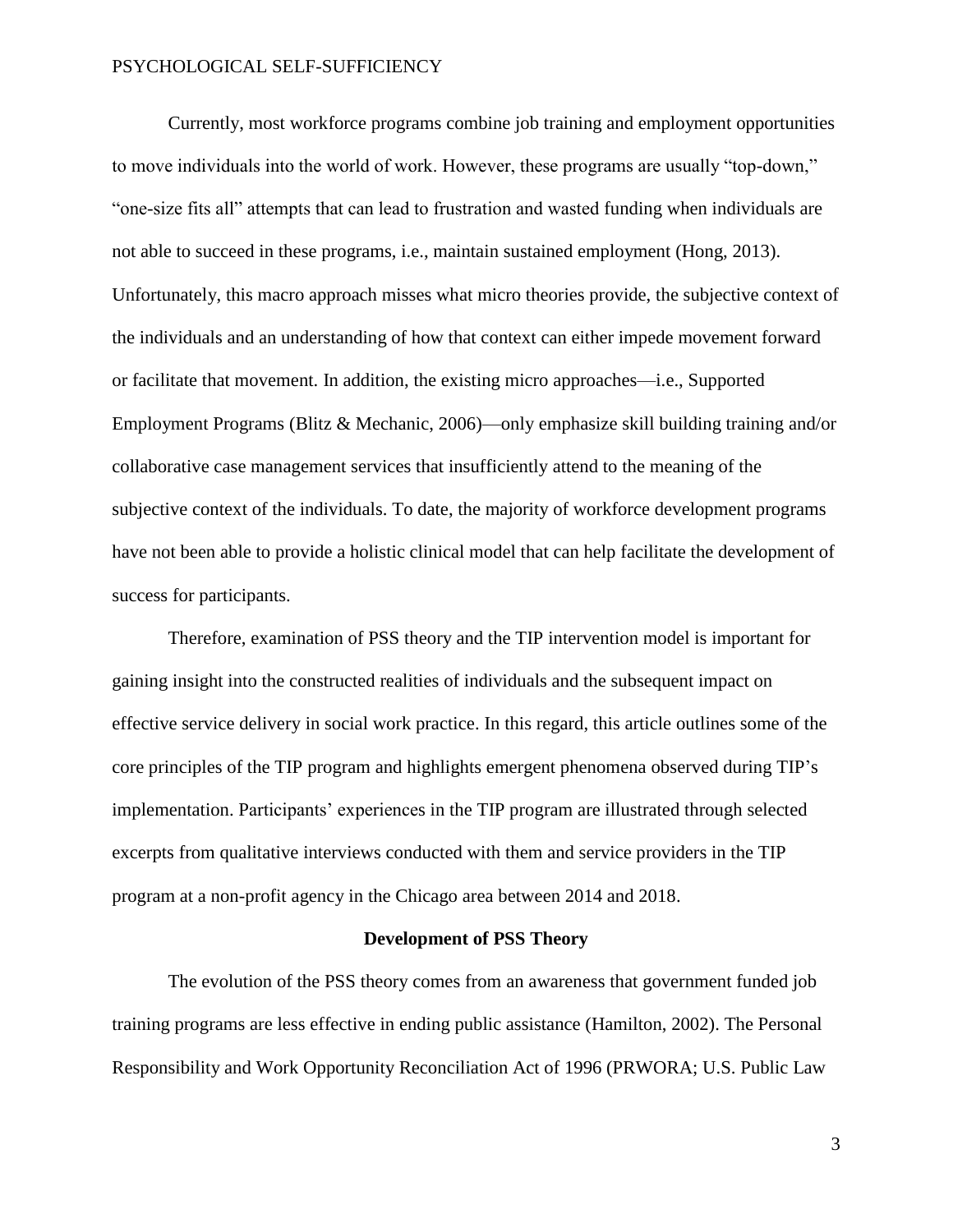Currently, most workforce programs combine job training and employment opportunities to move individuals into the world of work. However, these programs are usually "top-down," "one-size fits all" attempts that can lead to frustration and wasted funding when individuals are not able to succeed in these programs, i.e., maintain sustained employment (Hong, 2013). Unfortunately, this macro approach misses what micro theories provide, the subjective context of the individuals and an understanding of how that context can either impede movement forward or facilitate that movement. In addition, the existing micro approaches—i.e., Supported Employment Programs (Blitz & Mechanic, 2006)—only emphasize skill building training and/or collaborative case management services that insufficiently attend to the meaning of the subjective context of the individuals. To date, the majority of workforce development programs have not been able to provide a holistic clinical model that can help facilitate the development of success for participants.

Therefore, examination of PSS theory and the TIP intervention model is important for gaining insight into the constructed realities of individuals and the subsequent impact on effective service delivery in social work practice. In this regard, this article outlines some of the core principles of the TIP program and highlights emergent phenomena observed during TIP's implementation. Participants' experiences in the TIP program are illustrated through selected excerpts from qualitative interviews conducted with them and service providers in the TIP program at a non-profit agency in the Chicago area between 2014 and 2018.

## Development of PSS Theory

The evolution of the PSS theory comes from an awareness that government funded job training programs are less effective in ending public assistance (Hamilton, 2002). The Personal Responsibility and Work Opportunity Reconciliation Act of 1996 (PRWORA; U.S. Public Law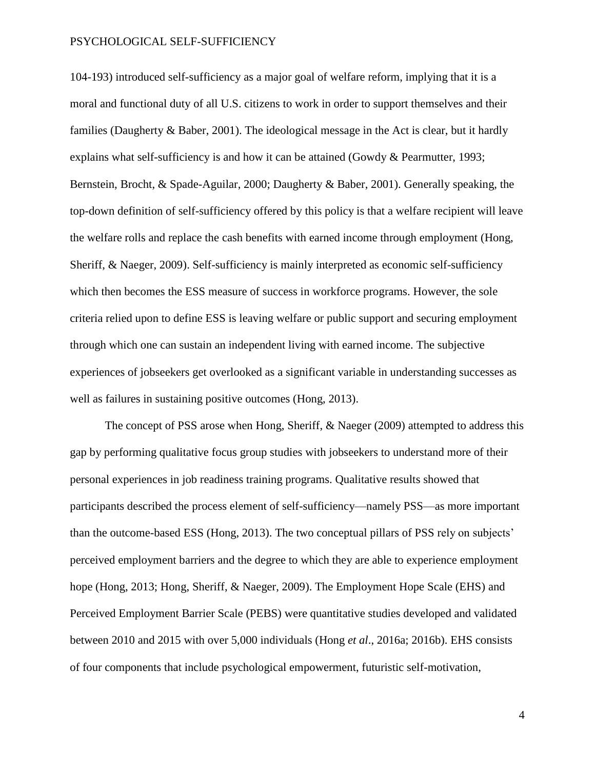104-193) introduced self-sufficiency as a major goal of welfare reform, implying that it is a moral and functional duty of all U.S. citizens to work in order to support themselves and their families (Daugherty & Baber, 2001). The ideological message in the Act is clear, but it hardly explains what self-sufficiency is and how it can be attained (Gowdy & Pearmutter, 1993; Bernstein, Brocht, & Spade-Aguilar, 2000; Daugherty & Baber, 2001). Generally speaking, the top-down definition of self-sufficiency offered by this policy is that a welfare recipient will leave the welfare rolls and replace the cash benefits with earned income through employment (Hong, Sheriff, & Naeger, 2009). Self-sufficiency is mainly interpreted as economic self-sufficiency which then becomes the ESS measure of success in workforce programs. However, the sole criteria relied upon to define ESS is leaving welfare or public support and securing employment through which one can sustain an independent living with earned income. The subjective experiences of jobseekers get overlooked as a significant variable in understanding successes as well as failures in sustaining positive outcomes (Hong, 2013).

The concept of PSS arose when Hong, Sheriff, & Naeger (2009) attempted to address this gap by performing qualitative focus group studies with jobseekers to understand more of their personal experiences in job readiness training programs. Qualitative results showed that participants described the process element of self-sufficiency—namely PSS—as more important than the outcome-based ESS (Hong, 2013). The two conceptual pillars of PSS rely on subjects' perceived employment barriers and the degree to which they are able to experience employment hope (Hong, 2013; Hong, Sheriff, & Naeger, 2009). The Employment Hope Scale (EHS) and Perceived Employment Barrier Scale (PEBS) were quantitative studies developed and validated between 2010 and 2015 with over 5,000 individuals (Hong *et al*., 2016a; 2016b). EHS consists of four components that include psychological empowerment, futuristic self-motivation,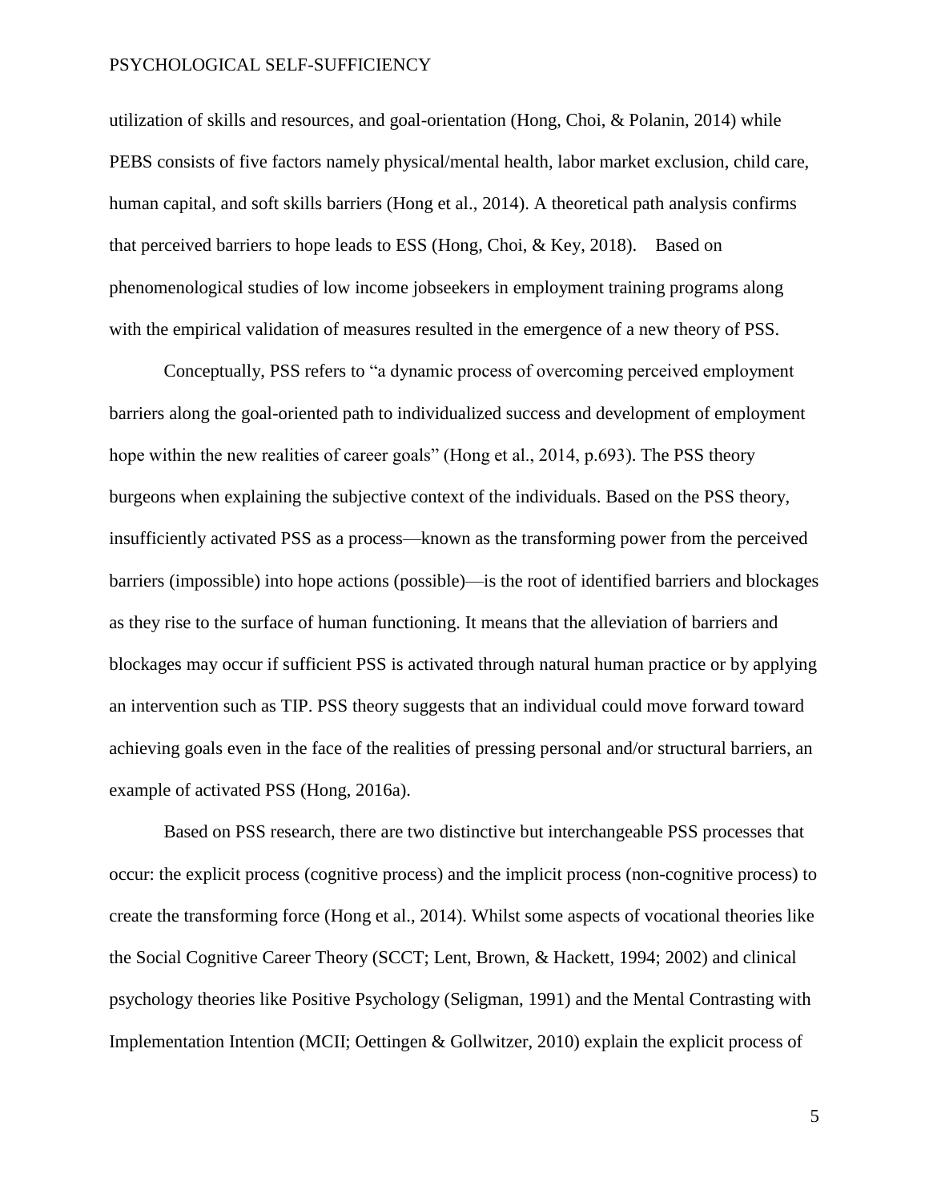utilization of skills and resources, and goal-orientation (Hong, Choi, & Polanin, 2014) while PEBS consists of five factors namely physical/mental health, labor market exclusion, child care, human capital, and soft skills barriers (Hong et al., 2014). A theoretical path analysis confirms that perceived barriers to hope leads to ESS (Hong, Choi, & Key, 2018). Based on phenomenological studies of low income jobseekers in employment training programs along with the empirical validation of measures resulted in the emergence of a new theory of PSS.

Conceptually, PSS refers to "a dynamic process of overcoming perceived employment barriers along the goal-oriented path to individualized success and development of employment hope within the new realities of career goals" (Hong et al., 2014, p.693). The PSS theory burgeons when explaining the subjective context of the individuals. Based on the PSS theory, insufficiently activated PSS as a process—known as the transforming power from the perceived barriers (impossible) into hope actions (possible)—is the root of identified barriers and blockages as they rise to the surface of human functioning. It means that the alleviation of barriers and blockages may occur if sufficient PSS is activated through natural human practice or by applying an intervention such as TIP. PSS theory suggests that an individual could move forward toward achieving goals even in the face of the realities of pressing personal and/or structural barriers, an example of activated PSS (Hong, 2016a).

Based on PSS research, there are two distinctive but interchangeable PSS processes that occur: the explicit process (cognitive process) and the implicit process (non-cognitive process) to create the transforming force (Hong et al., 2014). Whilst some aspects of vocational theories like the Social Cognitive Career Theory (SCCT; Lent, Brown, & Hackett, 1994; 2002) and clinical psychology theories like Positive Psychology (Seligman, 1991) and the Mental Contrasting with Implementation Intention (MCII; Oettingen & Gollwitzer, 2010) explain the explicit process of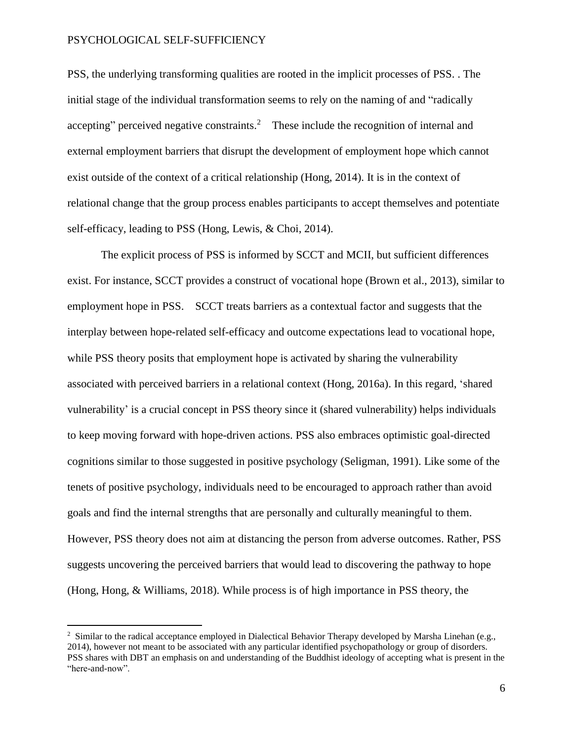PSS, the underlying transforming qualities are rooted in the implicit processes of PSS. . The initial stage of the individual transformation seems to rely on the naming of and "radically accepting" perceived negative constraints.[2] These include the recognition of internal and external employment barriers that disrupt the development of employment hope which cannot exist outside of the context of a critical relationship (Hong, 2014). It is in the context of relational change that the group process enables participants to accept themselves and potentiate self-efficacy, leading to PSS (Hong, Lewis, & Choi, 2014).

The explicit process of PSS is informed by SCCT and MCII, but sufficient differences exist. For instance, SCCT provides a construct of vocational hope (Brown et al., 2013), similar to employment hope in PSS. SCCT treats barriers as a contextual factor and suggests that the interplay between hope-related self-efficacy and outcome expectations lead to vocational hope, while PSS theory posits that employment hope is activated by sharing the vulnerability associated with perceived barriers in a relational context (Hong, 2016a). In this regard, 'shared vulnerability' is a crucial concept in PSS theory since it (shared vulnerability) helps individuals to keep moving forward with hope-driven actions. PSS also embraces optimistic goal-directed cognitions similar to those suggested in positive psychology (Seligman, 1991). Like some of the tenets of positive psychology, individuals need to be encouraged to approach rather than avoid goals and find the internal strengths that are personally and culturally meaningful to them. However, PSS theory does not aim at distancing the person from adverse outcomes. Rather, PSS suggests uncovering the perceived barriers that would lead to discovering the pathway to hope (Hong, Hong, & Williams, 2018). While process is of high importance in PSS theory, the

[2] Similar to the radical acceptance employed in Dialectical Behavior Therapy developed by Marsha Linehan (e.g., 2014), however not meant to be associated with any particular identified psychopathology or group of disorders. PSS shares with DBT an emphasis on and understanding of the Buddhist ideology of accepting what is present in the "here-and-now".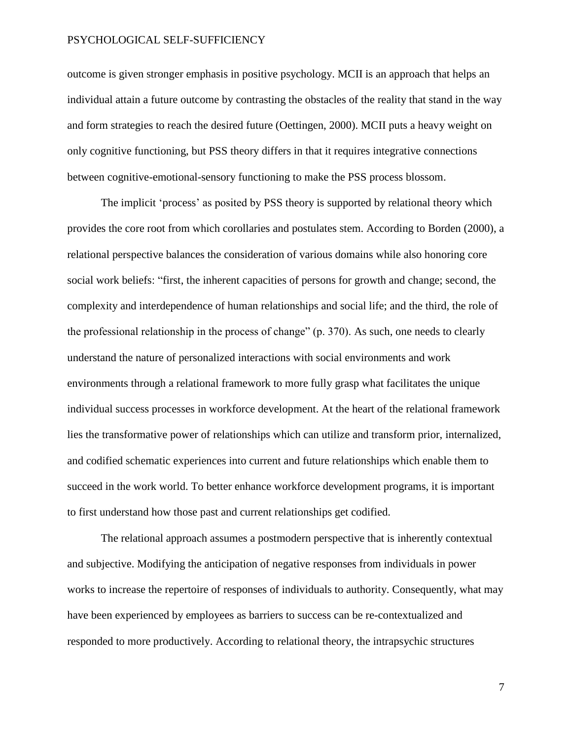outcome is given stronger emphasis in positive psychology. MCII is an approach that helps an individual attain a future outcome by contrasting the obstacles of the reality that stand in the way and form strategies to reach the desired future (Oettingen, 2000). MCII puts a heavy weight on only cognitive functioning, but PSS theory differs in that it requires integrative connections between cognitive-emotional-sensory functioning to make the PSS process blossom.

The implicit 'process' as posited by PSS theory is supported by relational theory which provides the core root from which corollaries and postulates stem. According to Borden (2000), a relational perspective balances the consideration of various domains while also honoring core social work beliefs: "first, the inherent capacities of persons for growth and change; second, the complexity and interdependence of human relationships and social life; and the third, the role of the professional relationship in the process of change" (p. 370). As such, one needs to clearly understand the nature of personalized interactions with social environments and work environments through a relational framework to more fully grasp what facilitates the unique individual success processes in workforce development. At the heart of the relational framework lies the transformative power of relationships which can utilize and transform prior, internalized, and codified schematic experiences into current and future relationships which enable them to succeed in the work world. To better enhance workforce development programs, it is important to first understand how those past and current relationships get codified.

The relational approach assumes a postmodern perspective that is inherently contextual and subjective. Modifying the anticipation of negative responses from individuals in power works to increase the repertoire of responses of individuals to authority. Consequently, what may have been experienced by employees as barriers to success can be re-contextualized and responded to more productively. According to relational theory, the intrapsychic structures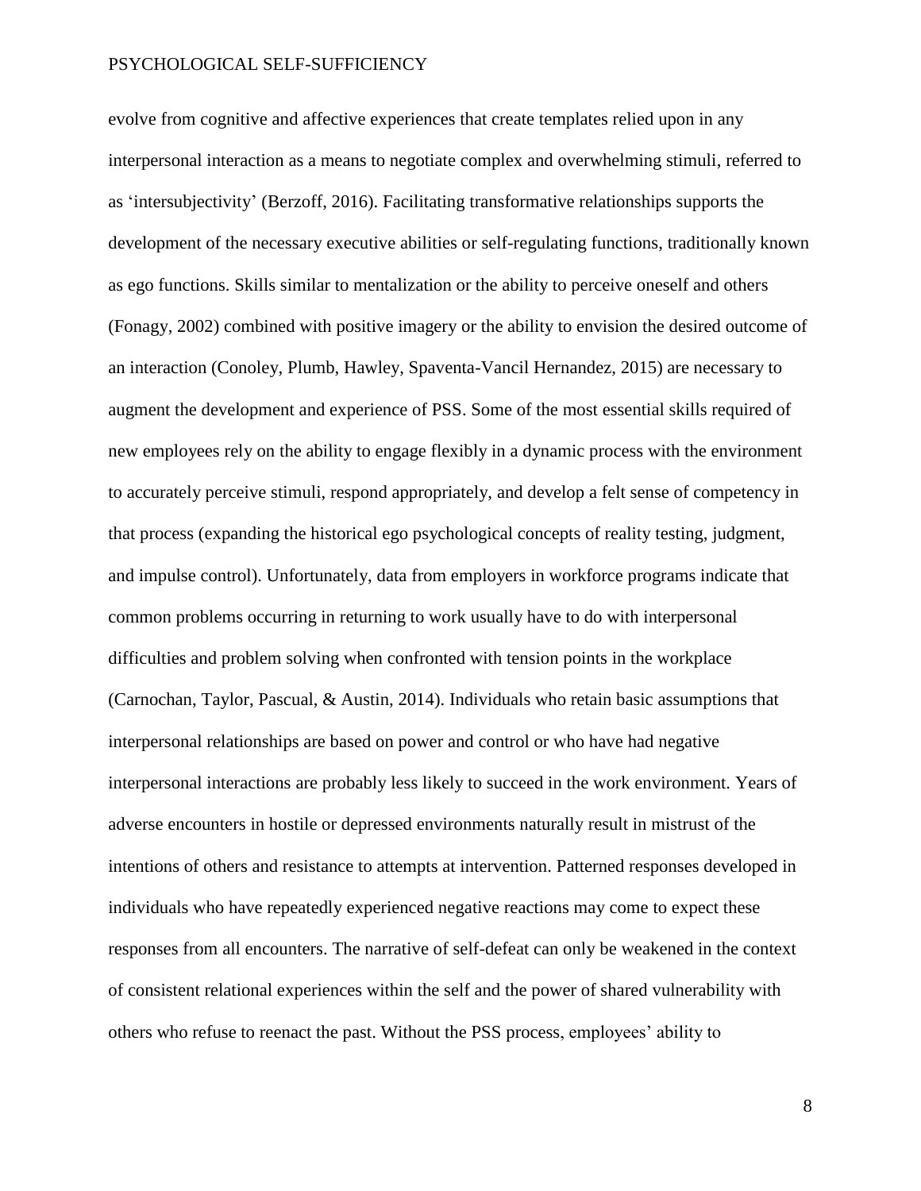evolve from cognitive and affective experiences that create templates relied upon in any interpersonal interaction as a means to negotiate complex and overwhelming stimuli, referred to as 'intersubjectivity' (Berzoff, 2016). Facilitating transformative relationships supports the development of the necessary executive abilities or self-regulating functions, traditionally known as ego functions. Skills similar to mentalization or the ability to perceive oneself and others (Fonagy, 2002) combined with positive imagery or the ability to envision the desired outcome of an interaction (Conoley, Plumb, Hawley, Spaventa-Vancil Hernandez, 2015) are necessary to augment the development and experience of PSS. Some of the most essential skills required of new employees rely on the ability to engage flexibly in a dynamic process with the environment to accurately perceive stimuli, respond appropriately, and develop a felt sense of competency in that process (expanding the historical ego psychological concepts of reality testing, judgment, and impulse control). Unfortunately, data from employers in workforce programs indicate that common problems occurring in returning to work usually have to do with interpersonal difficulties and problem solving when confronted with tension points in the workplace (Carnochan, Taylor, Pascual, & Austin, 2014). Individuals who retain basic assumptions that interpersonal relationships are based on power and control or who have had negative interpersonal interactions are probably less likely to succeed in the work environment. Years of adverse encounters in hostile or depressed environments naturally result in mistrust of the intentions of others and resistance to attempts at intervention. Patterned responses developed in individuals who have repeatedly experienced negative reactions may come to expect these responses from all encounters. The narrative of self-defeat can only be weakened in the context of consistent relational experiences within the self and the power of shared vulnerability with others who refuse to reenact the past. Without the PSS process, employees' ability to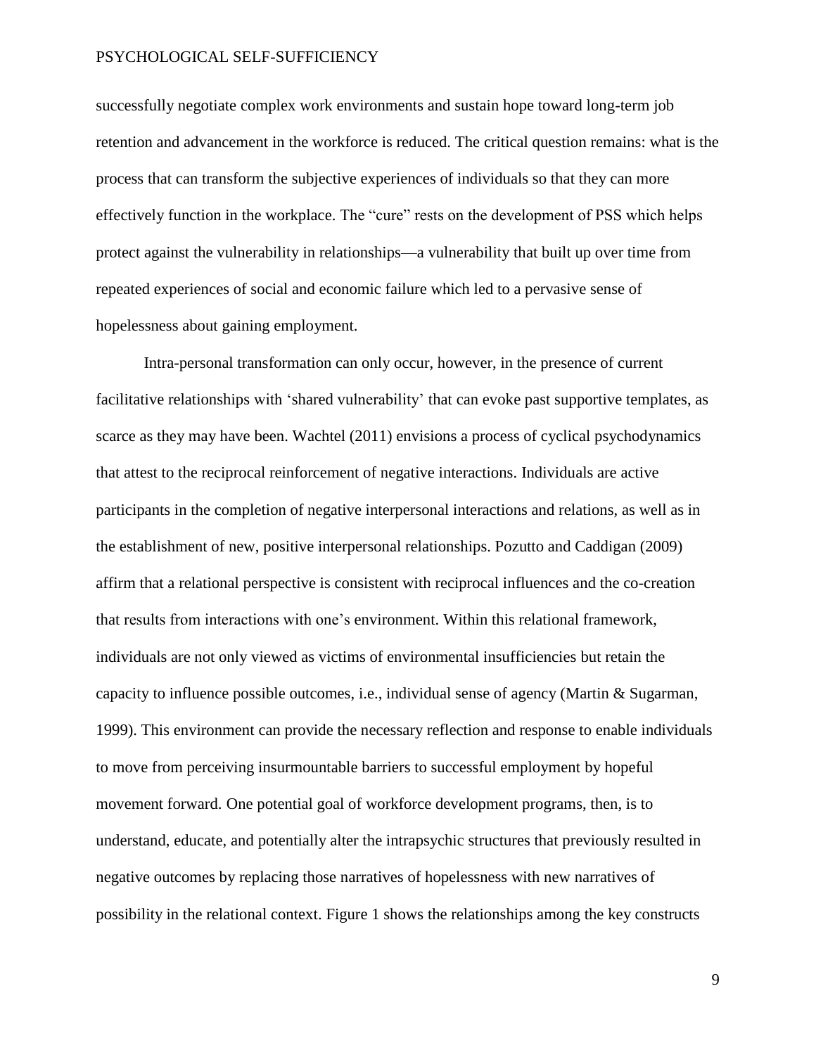successfully negotiate complex work environments and sustain hope toward long-term job retention and advancement in the workforce is reduced. The critical question remains: what is the process that can transform the subjective experiences of individuals so that they can more effectively function in the workplace. The "cure" rests on the development of PSS which helps protect against the vulnerability in relationships—a vulnerability that built up over time from repeated experiences of social and economic failure which led to a pervasive sense of hopelessness about gaining employment.

Intra-personal transformation can only occur, however, in the presence of current facilitative relationships with 'shared vulnerability' that can evoke past supportive templates, as scarce as they may have been. Wachtel (2011) envisions a process of cyclical psychodynamics that attest to the reciprocal reinforcement of negative interactions. Individuals are active participants in the completion of negative interpersonal interactions and relations, as well as in the establishment of new, positive interpersonal relationships. Pozutto and Caddigan (2009) affirm that a relational perspective is consistent with reciprocal influences and the co-creation that results from interactions with one's environment. Within this relational framework, individuals are not only viewed as victims of environmental insufficiencies but retain the capacity to influence possible outcomes, i.e., individual sense of agency (Martin & Sugarman, 1999). This environment can provide the necessary reflection and response to enable individuals to move from perceiving insurmountable barriers to successful employment by hopeful movement forward. One potential goal of workforce development programs, then, is to understand, educate, and potentially alter the intrapsychic structures that previously resulted in negative outcomes by replacing those narratives of hopelessness with new narratives of possibility in the relational context. Figure 1 shows the relationships among the key constructs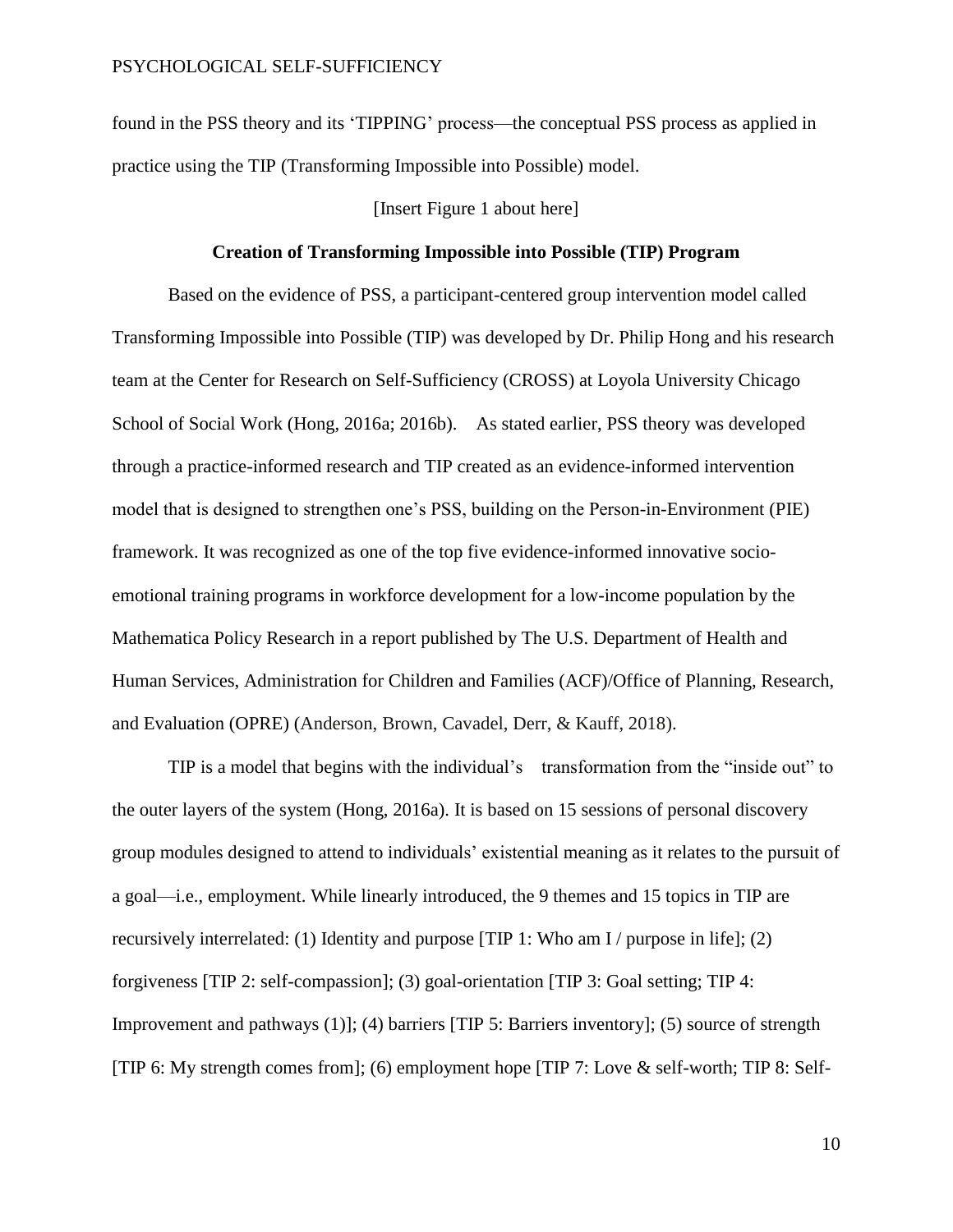found in the PSS theory and its 'TIPPING' process—the conceptual PSS process as applied in practice using the TIP (Transforming Impossible into Possible) model.

[Insert Figure 1 about here]

**Creation of Transforming Impossible into Possible (TIP) Program**

Based on the evidence of PSS, a participant-centered group intervention model called Transforming Impossible into Possible (TIP) was developed by Dr. Philip Hong and his research team at the Center for Research on Self-Sufficiency (CROSS) at Loyola University Chicago School of Social Work (Hong, 2016a; 2016b). As stated earlier, PSS theory was developed through a practice-informed research and TIP created as an evidence-informed intervention model that is designed to strengthen one's PSS, building on the Person-in-Environment (PIE) framework. It was recognized as one of the top five evidence-informed innovative socio-emotional training programs in workforce development for a low-income population by the Mathematica Policy Research in a report published by The U.S. Department of Health and Human Services, Administration for Children and Families (ACF)/Office of Planning, Research, and Evaluation (OPRE) (Anderson, Brown, Cavadel, Derr, & Kauff, 2018).

TIP is a model that begins with the individual's transformation from the "inside out" to the outer layers of the system (Hong, 2016a). It is based on 15 sessions of personal discovery group modules designed to attend to individuals' existential meaning as it relates to the pursuit of a goal—i.e., employment. While linearly introduced, the 9 themes and 15 topics in TIP are recursively interrelated: (1) Identity and purpose [TIP 1: Who am I / purpose in life]; (2) forgiveness [TIP 2: self-compassion]; (3) goal-orientation [TIP 3: Goal setting; TIP 4: Improvement and pathways (1)]; (4) barriers [TIP 5: Barriers inventory]; (5) source of strength [TIP 6: My strength comes from]; (6) employment hope [TIP 7: Love & self-worth; TIP 8: Self-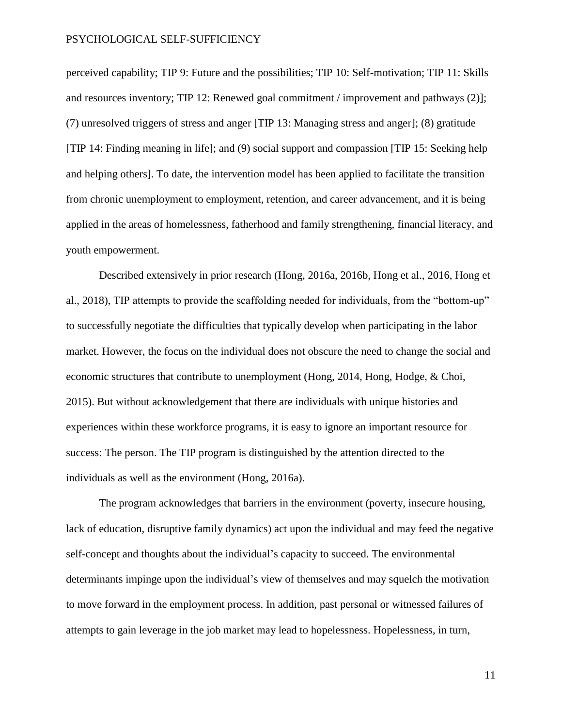perceived capability; TIP 9: Future and the possibilities; TIP 10: Self-motivation; TIP 11: Skills and resources inventory; TIP 12: Renewed goal commitment / improvement and pathways (2)]; (7) unresolved triggers of stress and anger [TIP 13: Managing stress and anger]; (8) gratitude [TIP 14: Finding meaning in life]; and (9) social support and compassion [TIP 15: Seeking help and helping others]. To date, the intervention model has been applied to facilitate the transition from chronic unemployment to employment, retention, and career advancement, and it is being applied in the areas of homelessness, fatherhood and family strengthening, financial literacy, and youth empowerment.

Described extensively in prior research (Hong, 2016a, 2016b, Hong et al., 2016, Hong et al., 2018), TIP attempts to provide the scaffolding needed for individuals, from the "bottom-up" to successfully negotiate the difficulties that typically develop when participating in the labor market. However, the focus on the individual does not obscure the need to change the social and economic structures that contribute to unemployment (Hong, 2014, Hong, Hodge, & Choi, 2015). But without acknowledgement that there are individuals with unique histories and experiences within these workforce programs, it is easy to ignore an important resource for success: The person. The TIP program is distinguished by the attention directed to the individuals as well as the environment (Hong, 2016a).

The program acknowledges that barriers in the environment (poverty, insecure housing, lack of education, disruptive family dynamics) act upon the individual and may feed the negative self-concept and thoughts about the individual's capacity to succeed. The environmental determinants impinge upon the individual's view of themselves and may squelch the motivation to move forward in the employment process. In addition, past personal or witnessed failures of attempts to gain leverage in the job market may lead to hopelessness. Hopelessness, in turn,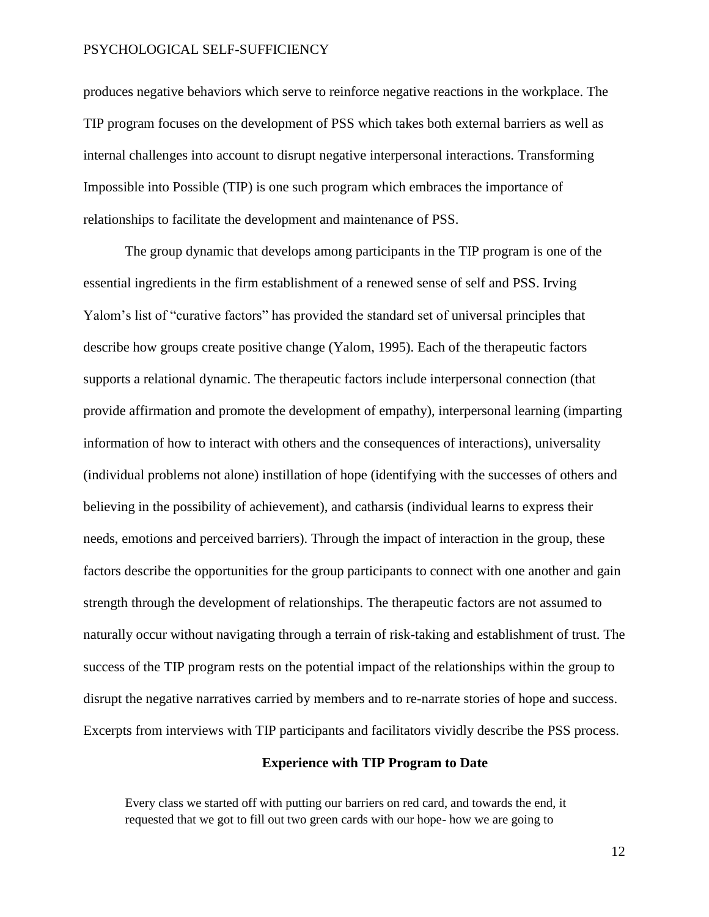produces negative behaviors which serve to reinforce negative reactions in the workplace. The TIP program focuses on the development of PSS which takes both external barriers as well as internal challenges into account to disrupt negative interpersonal interactions. Transforming Impossible into Possible (TIP) is one such program which embraces the importance of relationships to facilitate the development and maintenance of PSS.

The group dynamic that develops among participants in the TIP program is one of the essential ingredients in the firm establishment of a renewed sense of self and PSS. Irving Yalom's list of "curative factors" has provided the standard set of universal principles that describe how groups create positive change (Yalom, 1995). Each of the therapeutic factors supports a relational dynamic. The therapeutic factors include interpersonal connection (that provide affirmation and promote the development of empathy), interpersonal learning (imparting information of how to interact with others and the consequences of interactions), universality (individual problems not alone) instillation of hope (identifying with the successes of others and believing in the possibility of achievement), and catharsis (individual learns to express their needs, emotions and perceived barriers). Through the impact of interaction in the group, these factors describe the opportunities for the group participants to connect with one another and gain strength through the development of relationships. The therapeutic factors are not assumed to naturally occur without navigating through a terrain of risk-taking and establishment of trust. The success of the TIP program rests on the potential impact of the relationships within the group to disrupt the negative narratives carried by members and to re-narrate stories of hope and success. Excerpts from interviews with TIP participants and facilitators vividly describe the PSS process.

## Experience with TIP Program to Date

> Every class we started off with putting our barriers on red card, and towards the end, it requested that we got to fill out two green cards with our hope- how we are going to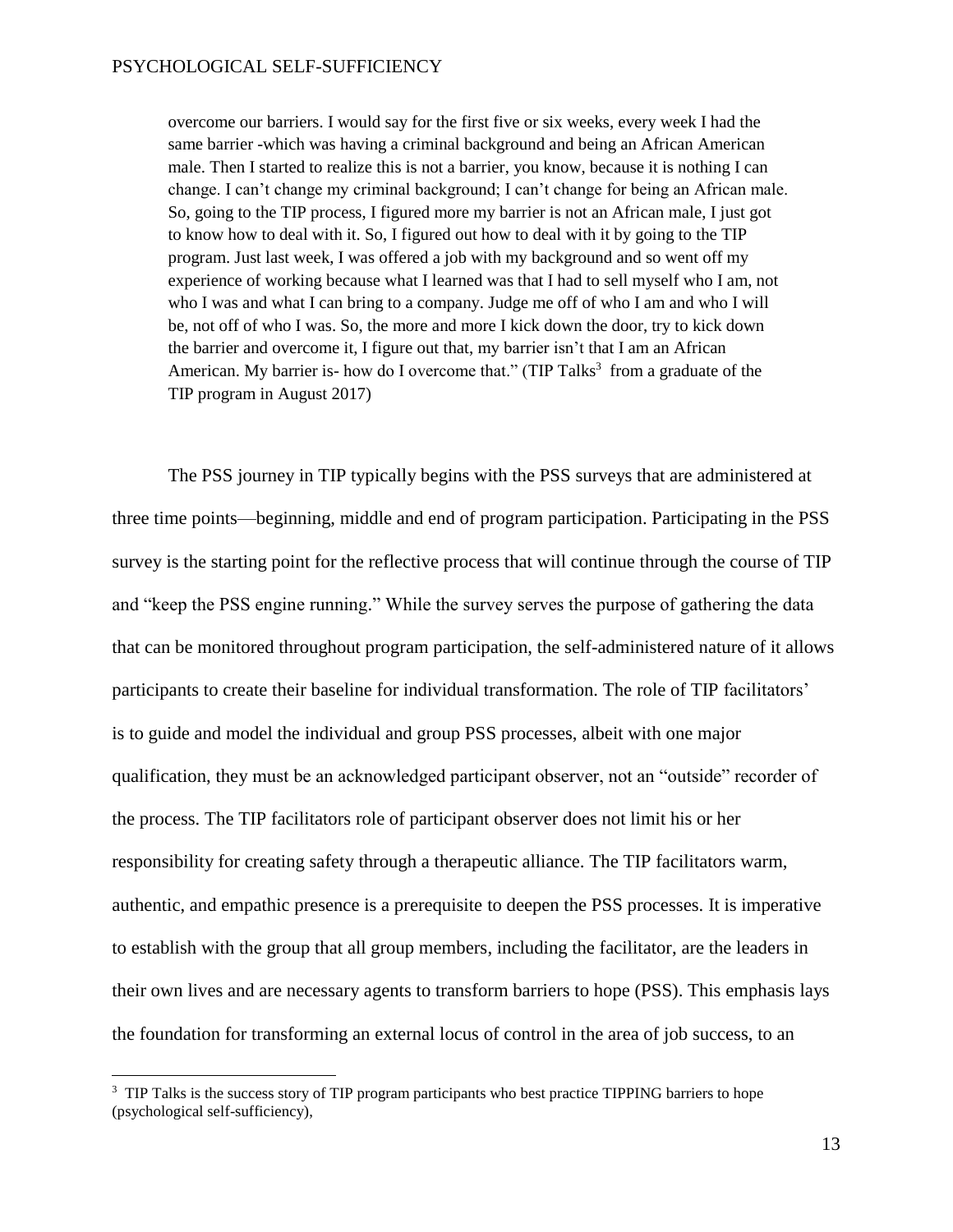> overcome our barriers. I would say for the first five or six weeks, every week I had the same barrier -which was having a criminal background and being an African American male. Then I started to realize this is not a barrier, you know, because it is nothing I can change. I can't change my criminal background; I can't change for being an African male. So, going to the TIP process, I figured more my barrier is not an African male, I just got to know how to deal with it. So, I figured out how to deal with it by going to the TIP program. Just last week, I was offered a job with my background and so went off my experience of working because what I learned was that I had to sell myself who I am, not who I was and what I can bring to a company. Judge me off of who I am and who I will be, not off of who I was. So, the more and more I kick down the door, try to kick down the barrier and overcome it, I figure out that, my barrier isn't that I am an African American. My barrier is- how do I overcome that." (TIP Talks[3] from a graduate of the TIP program in August 2017)

The PSS journey in TIP typically begins with the PSS surveys that are administered at three time points—beginning, middle and end of program participation. Participating in the PSS survey is the starting point for the reflective process that will continue through the course of TIP and "keep the PSS engine running." While the survey serves the purpose of gathering the data that can be monitored throughout program participation, the self-administered nature of it allows participants to create their baseline for individual transformation. The role of TIP facilitators' is to guide and model the individual and group PSS processes, albeit with one major qualification, they must be an acknowledged participant observer, not an "outside" recorder of the process. The TIP facilitators role of participant observer does not limit his or her responsibility for creating safety through a therapeutic alliance. The TIP facilitators warm, authentic, and empathic presence is a prerequisite to deepen the PSS processes. It is imperative to establish with the group that all group members, including the facilitator, are the leaders in their own lives and are necessary agents to transform barriers to hope (PSS). This emphasis lays the foundation for transforming an external locus of control in the area of job success, to an

[3] TIP Talks is the success story of TIP program participants who best practice TIPPING barriers to hope (psychological self-sufficiency),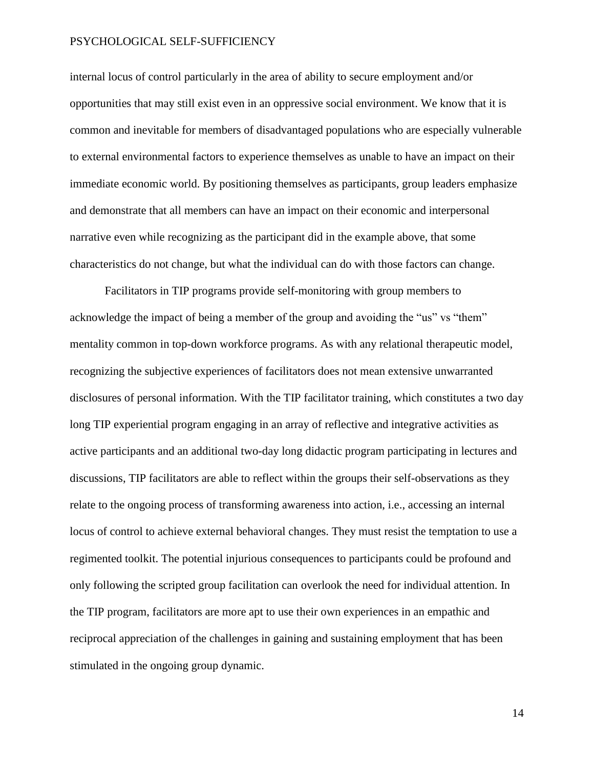internal locus of control particularly in the area of ability to secure employment and/or opportunities that may still exist even in an oppressive social environment. We know that it is common and inevitable for members of disadvantaged populations who are especially vulnerable to external environmental factors to experience themselves as unable to have an impact on their immediate economic world. By positioning themselves as participants, group leaders emphasize and demonstrate that all members can have an impact on their economic and interpersonal narrative even while recognizing as the participant did in the example above, that some characteristics do not change, but what the individual can do with those factors can change.

Facilitators in TIP programs provide self-monitoring with group members to acknowledge the impact of being a member of the group and avoiding the "us" vs "them" mentality common in top-down workforce programs. As with any relational therapeutic model, recognizing the subjective experiences of facilitators does not mean extensive unwarranted disclosures of personal information. With the TIP facilitator training, which constitutes a two day long TIP experiential program engaging in an array of reflective and integrative activities as active participants and an additional two-day long didactic program participating in lectures and discussions, TIP facilitators are able to reflect within the groups their self-observations as they relate to the ongoing process of transforming awareness into action, i.e., accessing an internal locus of control to achieve external behavioral changes. They must resist the temptation to use a regimented toolkit. The potential injurious consequences to participants could be profound and only following the scripted group facilitation can overlook the need for individual attention. In the TIP program, facilitators are more apt to use their own experiences in an empathic and reciprocal appreciation of the challenges in gaining and sustaining employment that has been stimulated in the ongoing group dynamic.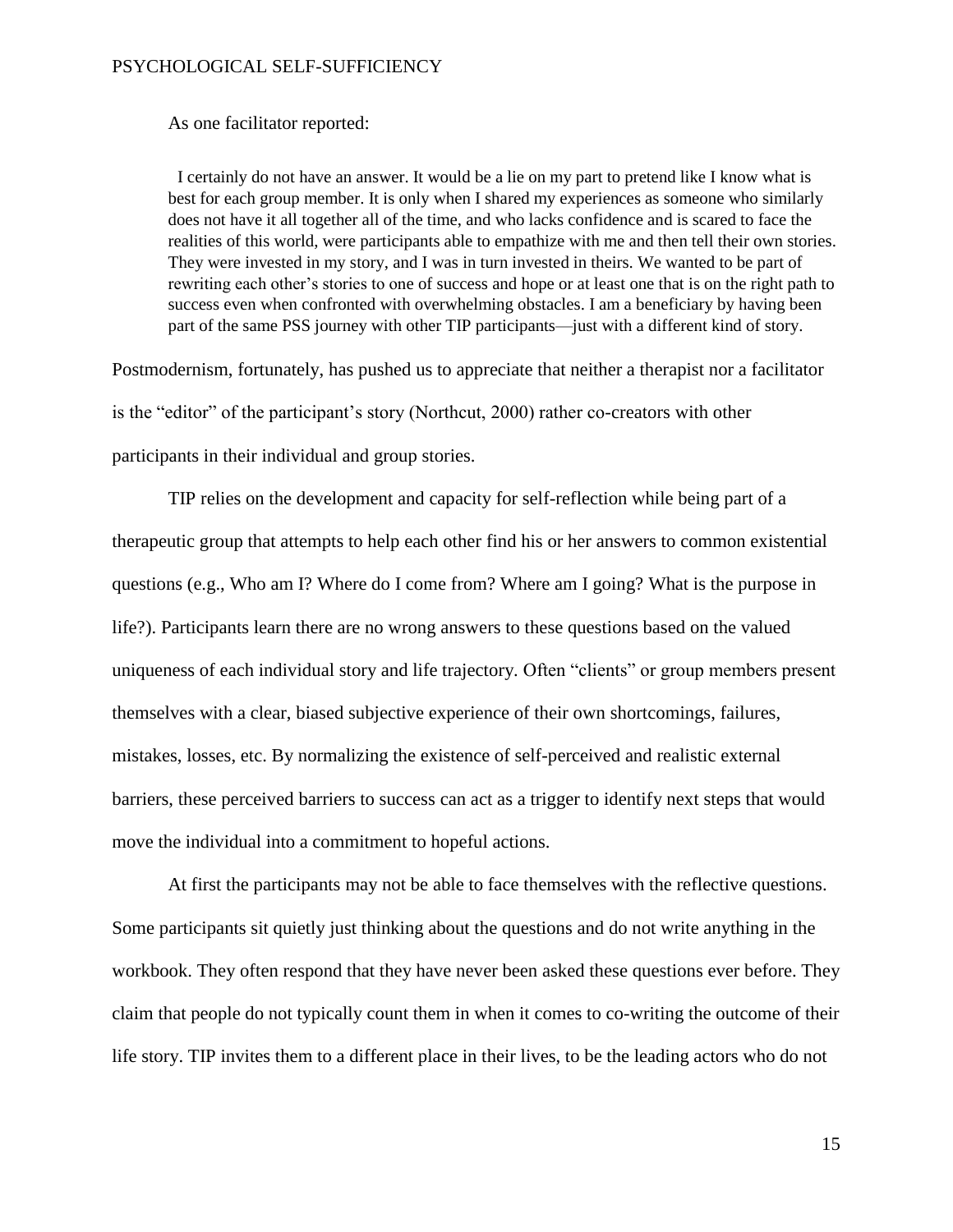As one facilitator reported:

> I certainly do not have an answer. It would be a lie on my part to pretend like I know what is best for each group member. It is only when I shared my experiences as someone who similarly does not have it all together all of the time, and who lacks confidence and is scared to face the realities of this world, were participants able to empathize with me and then tell their own stories. They were invested in my story, and I was in turn invested in theirs. We wanted to be part of rewriting each other's stories to one of success and hope or at least one that is on the right path to success even when confronted with overwhelming obstacles. I am a beneficiary by having been part of the same PSS journey with other TIP participants—just with a different kind of story.

Postmodernism, fortunately, has pushed us to appreciate that neither a therapist nor a facilitator is the "editor" of the participant's story (Northcut, 2000) rather co-creators with other participants in their individual and group stories.

TIP relies on the development and capacity for self-reflection while being part of a therapeutic group that attempts to help each other find his or her answers to common existential questions (e.g., Who am I? Where do I come from? Where am I going? What is the purpose in life?). Participants learn there are no wrong answers to these questions based on the valued uniqueness of each individual story and life trajectory. Often "clients" or group members present themselves with a clear, biased subjective experience of their own shortcomings, failures, mistakes, losses, etc. By normalizing the existence of self-perceived and realistic external barriers, these perceived barriers to success can act as a trigger to identify next steps that would move the individual into a commitment to hopeful actions.

At first the participants may not be able to face themselves with the reflective questions. Some participants sit quietly just thinking about the questions and do not write anything in the workbook. They often respond that they have never been asked these questions ever before. They claim that people do not typically count them in when it comes to co-writing the outcome of their life story. TIP invites them to a different place in their lives, to be the leading actors who do not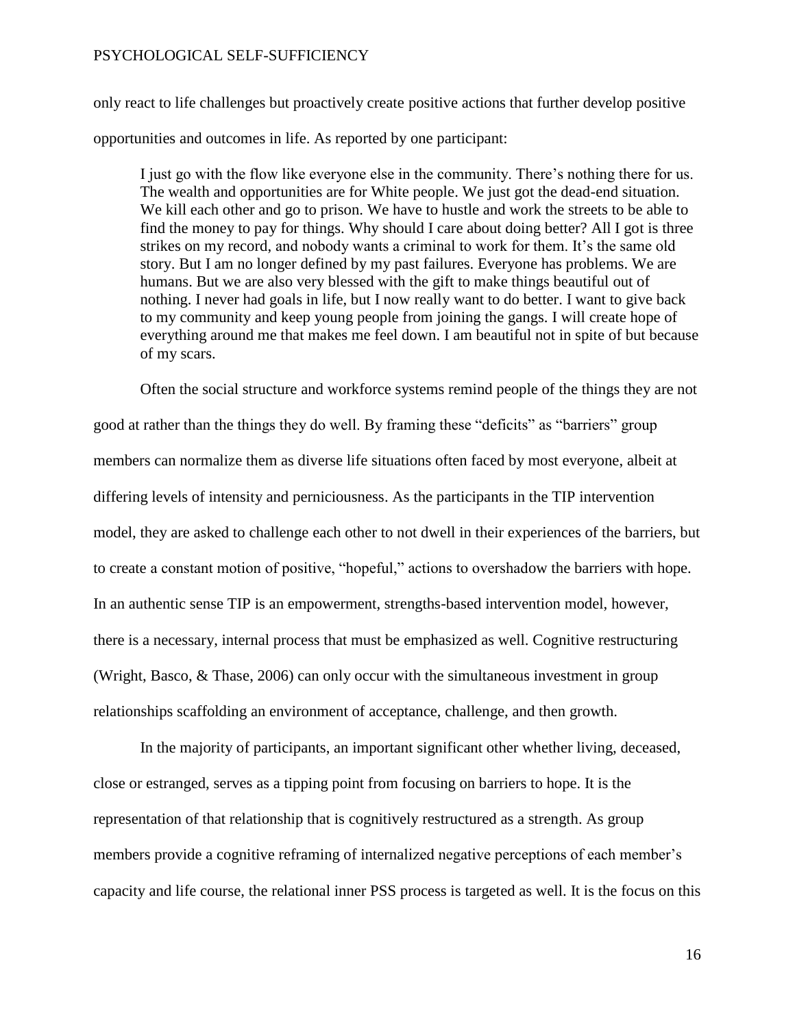only react to life challenges but proactively create positive actions that further develop positive opportunities and outcomes in life. As reported by one participant:

> I just go with the flow like everyone else in the community. There's nothing there for us. The wealth and opportunities are for White people. We just got the dead-end situation. We kill each other and go to prison. We have to hustle and work the streets to be able to find the money to pay for things. Why should I care about doing better? All I got is three strikes on my record, and nobody wants a criminal to work for them. It's the same old story. But I am no longer defined by my past failures. Everyone has problems. We are humans. But we are also very blessed with the gift to make things beautiful out of nothing. I never had goals in life, but I now really want to do better. I want to give back to my community and keep young people from joining the gangs. I will create hope of everything around me that makes me feel down. I am beautiful not in spite of but because of my scars.

Often the social structure and workforce systems remind people of the things they are not good at rather than the things they do well. By framing these "deficits" as "barriers" group members can normalize them as diverse life situations often faced by most everyone, albeit at differing levels of intensity and perniciousness. As the participants in the TIP intervention model, they are asked to challenge each other to not dwell in their experiences of the barriers, but to create a constant motion of positive, "hopeful," actions to overshadow the barriers with hope. In an authentic sense TIP is an empowerment, strengths-based intervention model, however, there is a necessary, internal process that must be emphasized as well. Cognitive restructuring (Wright, Basco, & Thase, 2006) can only occur with the simultaneous investment in group relationships scaffolding an environment of acceptance, challenge, and then growth.

In the majority of participants, an important significant other whether living, deceased, close or estranged, serves as a tipping point from focusing on barriers to hope. It is the representation of that relationship that is cognitively restructured as a strength. As group members provide a cognitive reframing of internalized negative perceptions of each member's capacity and life course, the relational inner PSS process is targeted as well. It is the focus on this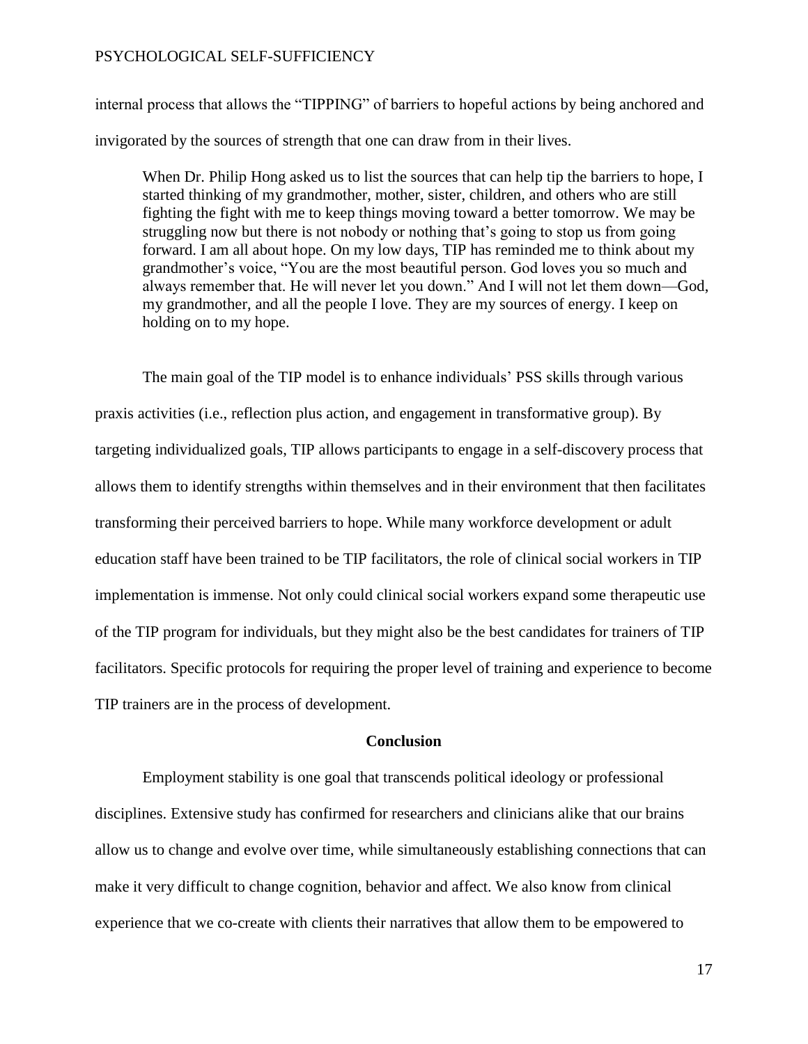internal process that allows the "TIPPING" of barriers to hopeful actions by being anchored and invigorated by the sources of strength that one can draw from in their lives.

> When Dr. Philip Hong asked us to list the sources that can help tip the barriers to hope, I started thinking of my grandmother, mother, sister, children, and others who are still fighting the fight with me to keep things moving toward a better tomorrow. We may be struggling now but there is not nobody or nothing that's going to stop us from going forward. I am all about hope. On my low days, TIP has reminded me to think about my grandmother's voice, "You are the most beautiful person. God loves you so much and always remember that. He will never let you down." And I will not let them down—God, my grandmother, and all the people I love. They are my sources of energy. I keep on holding on to my hope.

The main goal of the TIP model is to enhance individuals' PSS skills through various praxis activities (i.e., reflection plus action, and engagement in transformative group). By targeting individualized goals, TIP allows participants to engage in a self-discovery process that allows them to identify strengths within themselves and in their environment that then facilitates transforming their perceived barriers to hope. While many workforce development or adult education staff have been trained to be TIP facilitators, the role of clinical social workers in TIP implementation is immense. Not only could clinical social workers expand some therapeutic use of the TIP program for individuals, but they might also be the best candidates for trainers of TIP facilitators. Specific protocols for requiring the proper level of training and experience to become TIP trainers are in the process of development.

## Conclusion

Employment stability is one goal that transcends political ideology or professional disciplines. Extensive study has confirmed for researchers and clinicians alike that our brains allow us to change and evolve over time, while simultaneously establishing connections that can make it very difficult to change cognition, behavior and affect. We also know from clinical experience that we co-create with clients their narratives that allow them to be empowered to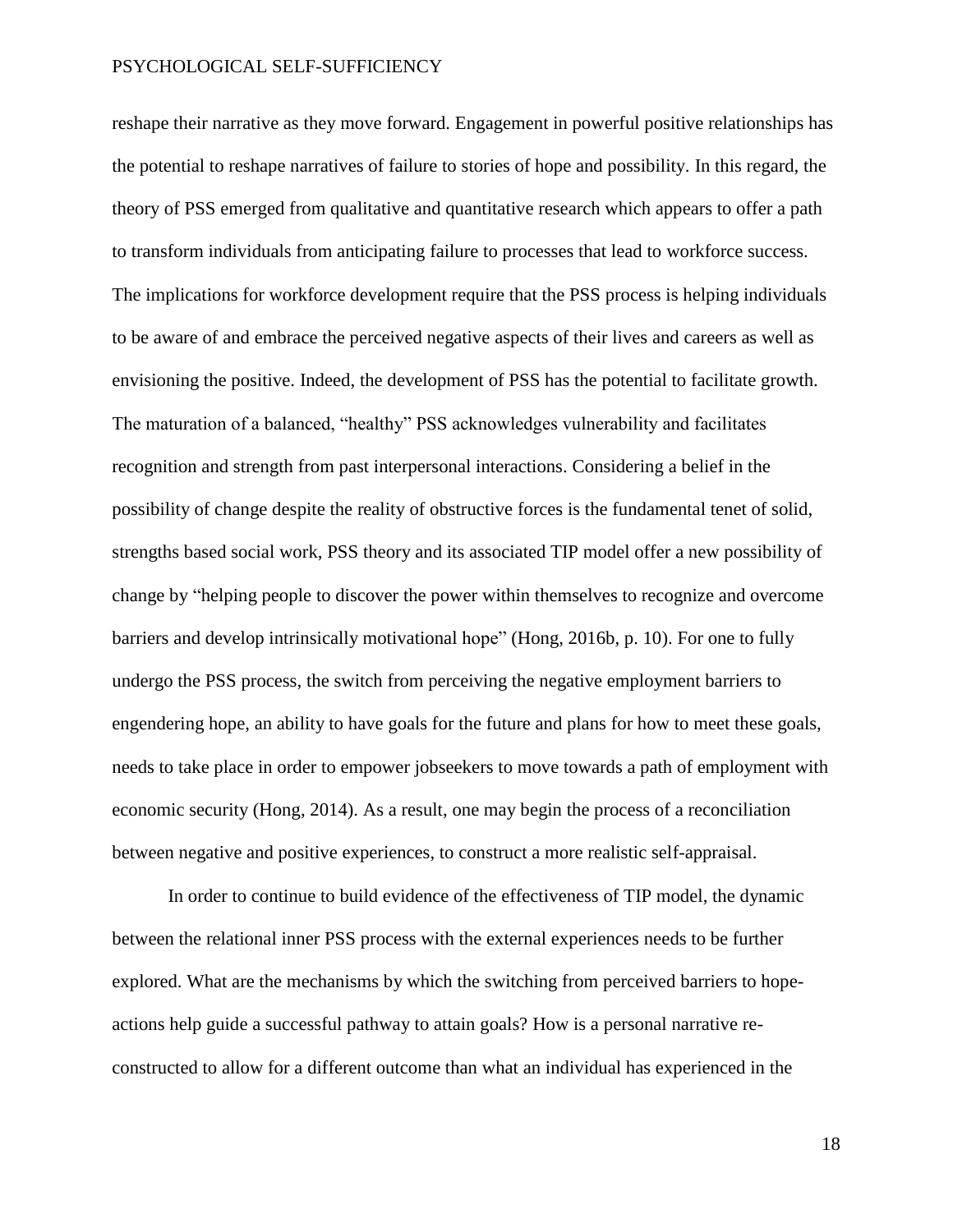reshape their narrative as they move forward. Engagement in powerful positive relationships has the potential to reshape narratives of failure to stories of hope and possibility. In this regard, the theory of PSS emerged from qualitative and quantitative research which appears to offer a path to transform individuals from anticipating failure to processes that lead to workforce success. The implications for workforce development require that the PSS process is helping individuals to be aware of and embrace the perceived negative aspects of their lives and careers as well as envisioning the positive. Indeed, the development of PSS has the potential to facilitate growth. The maturation of a balanced, "healthy" PSS acknowledges vulnerability and facilitates recognition and strength from past interpersonal interactions. Considering a belief in the possibility of change despite the reality of obstructive forces is the fundamental tenet of solid, strengths based social work, PSS theory and its associated TIP model offer a new possibility of change by "helping people to discover the power within themselves to recognize and overcome barriers and develop intrinsically motivational hope" (Hong, 2016b, p. 10). For one to fully undergo the PSS process, the switch from perceiving the negative employment barriers to engendering hope, an ability to have goals for the future and plans for how to meet these goals, needs to take place in order to empower jobseekers to move towards a path of employment with economic security (Hong, 2014). As a result, one may begin the process of a reconciliation between negative and positive experiences, to construct a more realistic self-appraisal.

In order to continue to build evidence of the effectiveness of TIP model, the dynamic between the relational inner PSS process with the external experiences needs to be further explored. What are the mechanisms by which the switching from perceived barriers to hope-actions help guide a successful pathway to attain goals? How is a personal narrative re-constructed to allow for a different outcome than what an individual has experienced in the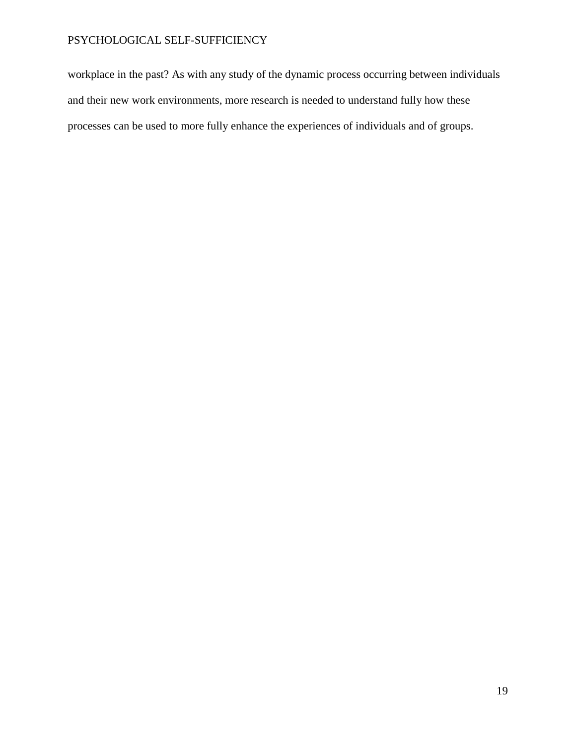workplace in the past? As with any study of the dynamic process occurring between individuals and their new work environments, more research is needed to understand fully how these processes can be used to more fully enhance the experiences of individuals and of groups.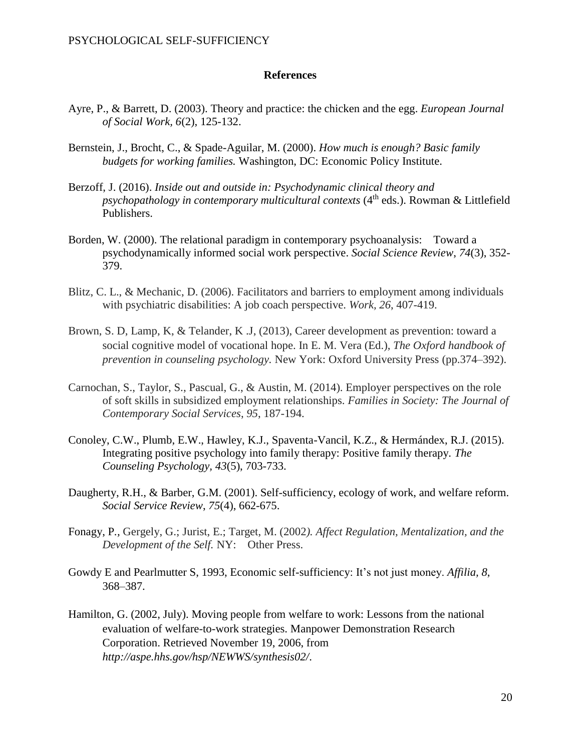## References

Ayre, P., & Barrett, D. (2003). Theory and practice: the chicken and the egg. *European Journal of Social Work, 6*(2), 125-132.

Bernstein, J., Brocht, C., & Spade-Aguilar, M. (2000). *How much is enough? Basic family budgets for working families.* Washington, DC: Economic Policy Institute.

Berzoff, J. (2016). *Inside out and outside in: Psychodynamic clinical theory and psychopathology in contemporary multicultural contexts* (4th eds.). Rowman & Littlefield Publishers.

Borden, W. (2000). The relational paradigm in contemporary psychoanalysis: Toward a psychodynamically informed social work perspective. *Social Science Review*, *74*(3), 352-379.

Blitz, C. L., & Mechanic, D. (2006). Facilitators and barriers to employment among individuals with psychiatric disabilities: A job coach perspective. *Work, 26*, 407-419.

Brown, S. D, Lamp, K, & Telander, K .J, (2013), Career development as prevention: toward a social cognitive model of vocational hope. In E. M. Vera (Ed.), *The Oxford handbook of prevention in counseling psychology.* New York: Oxford University Press (pp.374–392).

Carnochan, S., Taylor, S., Pascual, G., & Austin, M. (2014). Employer perspectives on the role of soft skills in subsidized employment relationships. *Families in Society: The Journal of Contemporary Social Services*, *95*, 187-194.

Conoley, C.W., Plumb, E.W., Hawley, K.J., Spaventa-Vancil, K.Z., & Hermández, R.J. (2015). Integrating positive psychology into family therapy: Positive family therapy. *The Counseling Psychology*, *43*(5), 703-733.

Daugherty, R.H., & Barber, G.M. (2001). Self-sufficiency, ecology of work, and welfare reform. *Social Service Review*, *75*(4), 662-675.

Fonagy, P., Gergely, G.; Jurist, E.; Target, M. (2002*). Affect Regulation, Mentalization, and the Development of the Self.* NY: Other Press.

Gowdy E and Pearlmutter S, 1993, Economic self-sufficiency: It's not just money. *Affilia, 8*, 368–387.

Hamilton, G. (2002, July). Moving people from welfare to work: Lessons from the national evaluation of welfare-to-work strategies. Manpower Demonstration Research Corporation. Retrieved November 19, 2006, from *http://aspe.hhs.gov/hsp/NEWWS/synthesis02/*.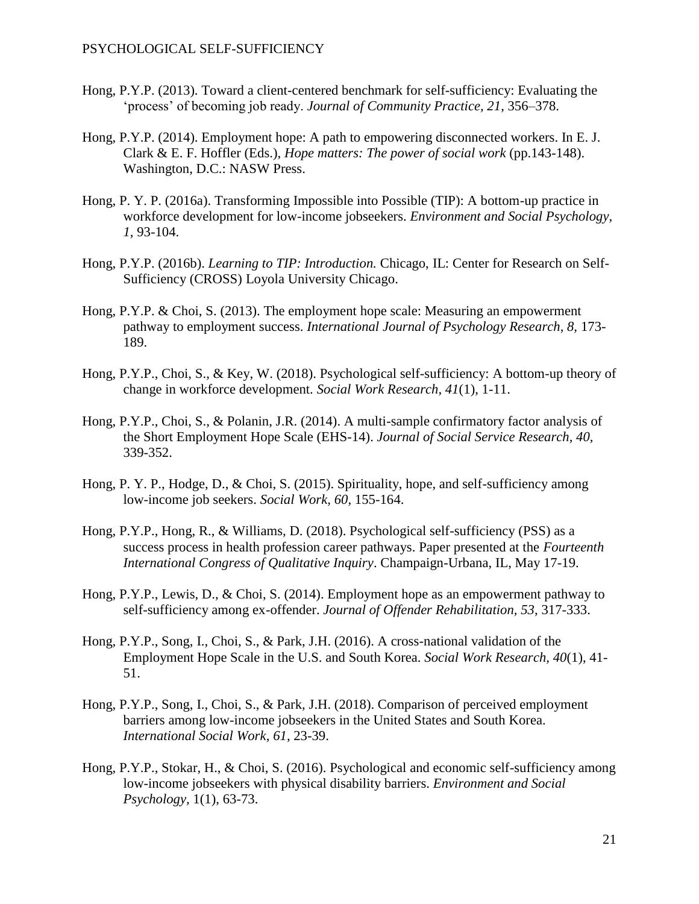Hong, P.Y.P. (2013). Toward a client-centered benchmark for self-sufficiency: Evaluating the 'process' of becoming job ready. *Journal of Community Practice, 21*, 356–378.

Hong, P.Y.P. (2014). Employment hope: A path to empowering disconnected workers. In E. J. Clark & E. F. Hoffler (Eds.), *Hope matters: The power of social work* (pp.143-148). Washington, D.C.: NASW Press.

Hong, P. Y. P. (2016a). Transforming Impossible into Possible (TIP): A bottom-up practice in workforce development for low-income jobseekers. *Environment and Social Psychology, 1*, 93-104.

Hong, P.Y.P. (2016b). *Learning to TIP: Introduction.* Chicago, IL: Center for Research on Self-Sufficiency (CROSS) Loyola University Chicago.

Hong, P.Y.P. & Choi, S. (2013). The employment hope scale: Measuring an empowerment pathway to employment success. *International Journal of Psychology Research, 8*, 173-189.

Hong, P.Y.P., Choi, S., & Key, W. (2018). Psychological self-sufficiency: A bottom-up theory of change in workforce development. *Social Work Research, 41*(1), 1-11.

Hong, P.Y.P., Choi, S., & Polanin, J.R. (2014). A multi-sample confirmatory factor analysis of the Short Employment Hope Scale (EHS-14). *Journal of Social Service Research, 40*, 339-352.

Hong, P. Y. P., Hodge, D., & Choi, S. (2015). Spirituality, hope, and self-sufficiency among low-income job seekers. *Social Work, 60*, 155-164.

Hong, P.Y.P., Hong, R., & Williams, D. (2018). Psychological self-sufficiency (PSS) as a success process in health profession career pathways. Paper presented at the *Fourteenth International Congress of Qualitative Inquiry*. Champaign-Urbana, IL, May 17-19.

Hong, P.Y.P., Lewis, D., & Choi, S. (2014). Employment hope as an empowerment pathway to self-sufficiency among ex-offender. *Journal of Offender Rehabilitation, 53*, 317-333.

Hong, P.Y.P., Song, I., Choi, S., & Park, J.H. (2016). A cross-national validation of the Employment Hope Scale in the U.S. and South Korea. *Social Work Research, 40*(1), 41-51.

Hong, P.Y.P., Song, I., Choi, S., & Park, J.H. (2018). Comparison of perceived employment barriers among low-income jobseekers in the United States and South Korea. *International Social Work, 61*, 23-39.

Hong, P.Y.P., Stokar, H., & Choi, S. (2016). Psychological and economic self-sufficiency among low-income jobseekers with physical disability barriers. *Environment and Social Psychology,* 1(1), 63-73.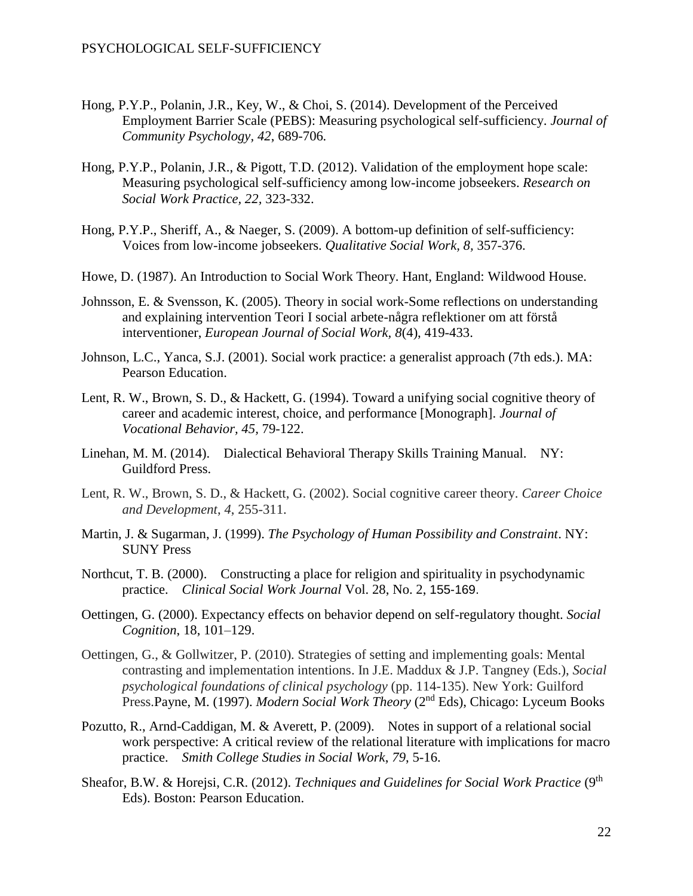Hong, P.Y.P., Polanin, J.R., Key, W., & Choi, S. (2014). Development of the Perceived Employment Barrier Scale (PEBS): Measuring psychological self-sufficiency. *Journal of Community Psychology*, *42*, 689-706.

Hong, P.Y.P., Polanin, J.R., & Pigott, T.D. (2012). Validation of the employment hope scale: Measuring psychological self-sufficiency among low-income jobseekers. *Research on Social Work Practice, 22,* 323-332.

Hong, P.Y.P., Sheriff, A., & Naeger, S. (2009). A bottom-up definition of self-sufficiency: Voices from low-income jobseekers. *Qualitative Social Work, 8,* 357-376.

Howe, D. (1987). An Introduction to Social Work Theory. Hant, England: Wildwood House.

Johnsson, E. & Svensson, K. (2005). Theory in social work-Some reflections on understanding and explaining intervention Teori I social arbete-några reflektioner om att förstå interventioner, *European Journal of Social Work*, *8*(4), 419-433.

Johnson, L.C., Yanca, S.J. (2001). Social work practice: a generalist approach (7th eds.). MA: Pearson Education.

Lent, R. W., Brown, S. D., & Hackett, G. (1994). Toward a unifying social cognitive theory of career and academic interest, choice, and performance [Monograph]. *Journal of Vocational Behavior, 45,* 79-122.

Linehan, M. M. (2014). Dialectical Behavioral Therapy Skills Training Manual. NY: Guildford Press.

Lent, R. W., Brown, S. D., & Hackett, G. (2002). Social cognitive career theory. *Career Choice and Development*, *4*, 255-311.

Martin, J. & Sugarman, J. (1999). *The Psychology of Human Possibility and Constraint*. NY: SUNY Press

Northcut, T. B. (2000). Constructing a place for religion and spirituality in psychodynamic practice. *Clinical Social Work Journal* Vol. 28, No. 2, 155-169.

Oettingen, G. (2000). Expectancy effects on behavior depend on self-regulatory thought. *Social Cognition*, 18, 101–129.

Oettingen, G., & Gollwitzer, P. (2010). Strategies of setting and implementing goals: Mental contrasting and implementation intentions. In J.E. Maddux & J.P. Tangney (Eds.), *Social psychological foundations of clinical psychology* (pp. 114-135). New York: Guilford Press.Payne, M. (1997). *Modern Social Work Theory* (2nd Eds), Chicago: Lyceum Books

Pozutto, R., Arnd-Caddigan, M. & Averett, P. (2009). Notes in support of a relational social work perspective: A critical review of the relational literature with implications for macro practice. *Smith College Studies in Social Work*, *79*, 5-16.

Sheafor, B.W. & Horejsi, C.R. (2012). *Techniques and Guidelines for Social Work Practice* (9th Eds). Boston: Pearson Education.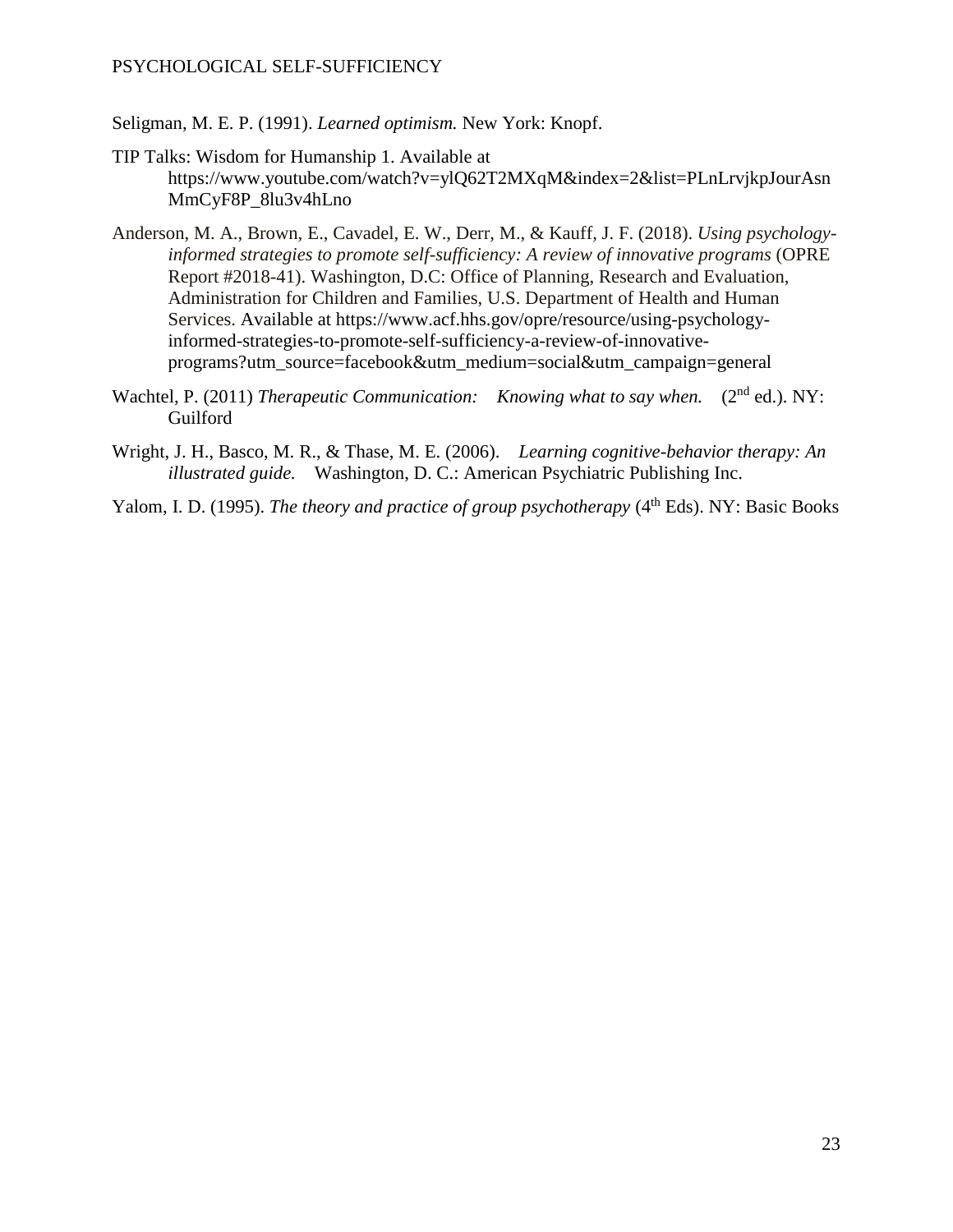Seligman, M. E. P. (1991). *Learned optimism.* New York: Knopf.

TIP Talks: Wisdom for Humanship 1. Available at https://www.youtube.com/watch?v=ylQ62T2MXqM&index=2&list=PLnLrvjkpJourAsnMmCyF8P_8lu3v4hLno

Anderson, M. A., Brown, E., Cavadel, E. W., Derr, M., & Kauff, J. F. (2018). *Using psychology-informed strategies to promote self-sufficiency: A review of innovative programs* (OPRE Report #2018-41). Washington, D.C: Office of Planning, Research and Evaluation, Administration for Children and Families, U.S. Department of Health and Human Services. Available at https://www.acf.hhs.gov/opre/resource/using-psychology-informed-strategies-to-promote-self-sufficiency-a-review-of-innovative-programs?utm_source=facebook&utm_medium=social&utm_campaign=general

Wachtel, P. (2011) *Therapeutic Communication: Knowing what to say when.* (2nd ed.). NY: Guilford

Wright, J. H., Basco, M. R., & Thase, M. E. (2006). *Learning cognitive-behavior therapy: An illustrated guide.* Washington, D. C.: American Psychiatric Publishing Inc.

Yalom, I. D. (1995). *The theory and practice of group psychotherapy* (4th Eds). NY: Basic Books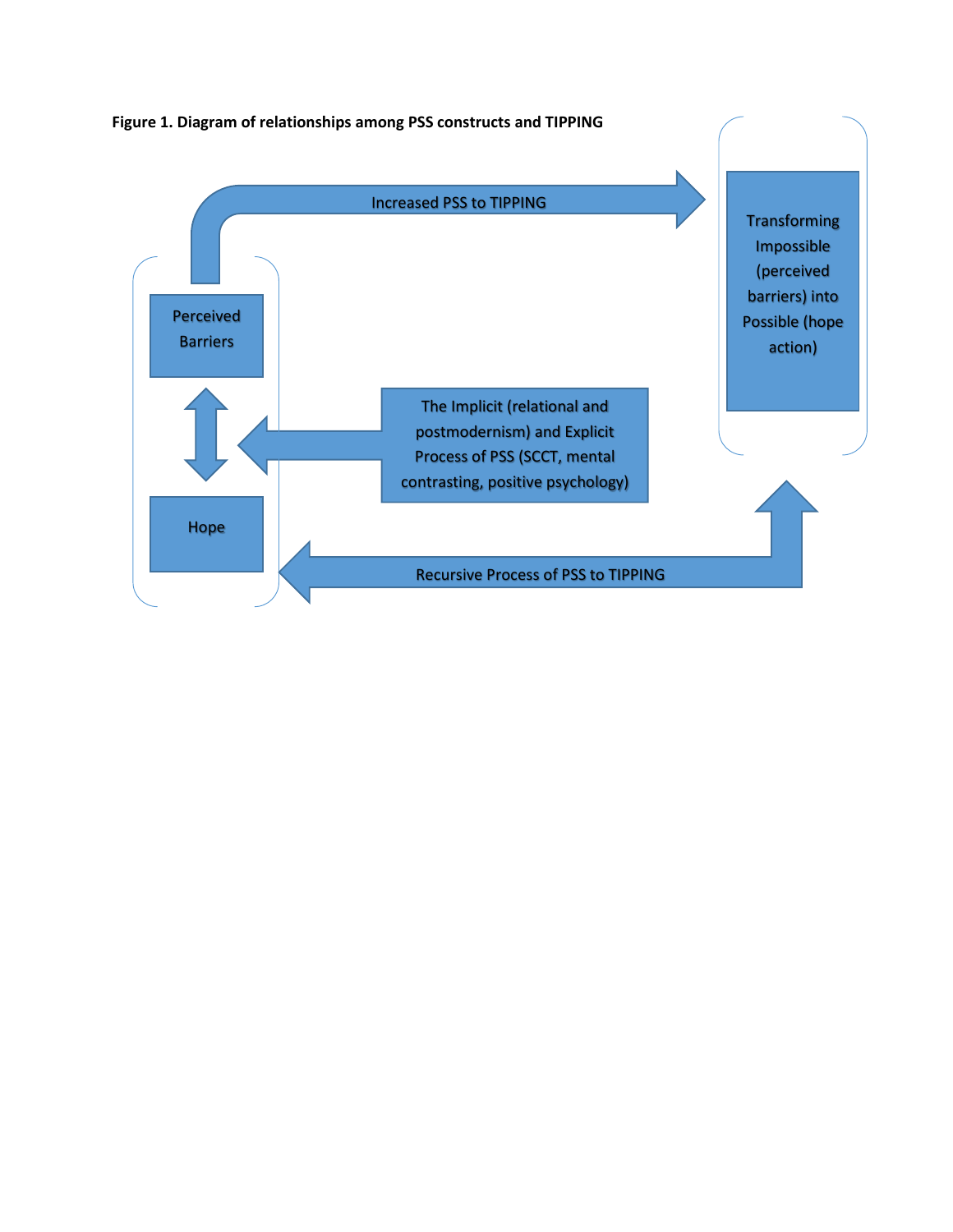**Figure 1. Diagram of relationships among PSS constructs and TIPPING**

Increased PSS to TIPPING

Transforming Impossible (perceived barriers) into Possible (hope action)

Perceived Barriers

The Implicit (relational and postmodernism) and Explicit Process of PSS (SCCT, mental contrasting, positive psychology)

Hope

Recursive Process of PSS to TIPPING